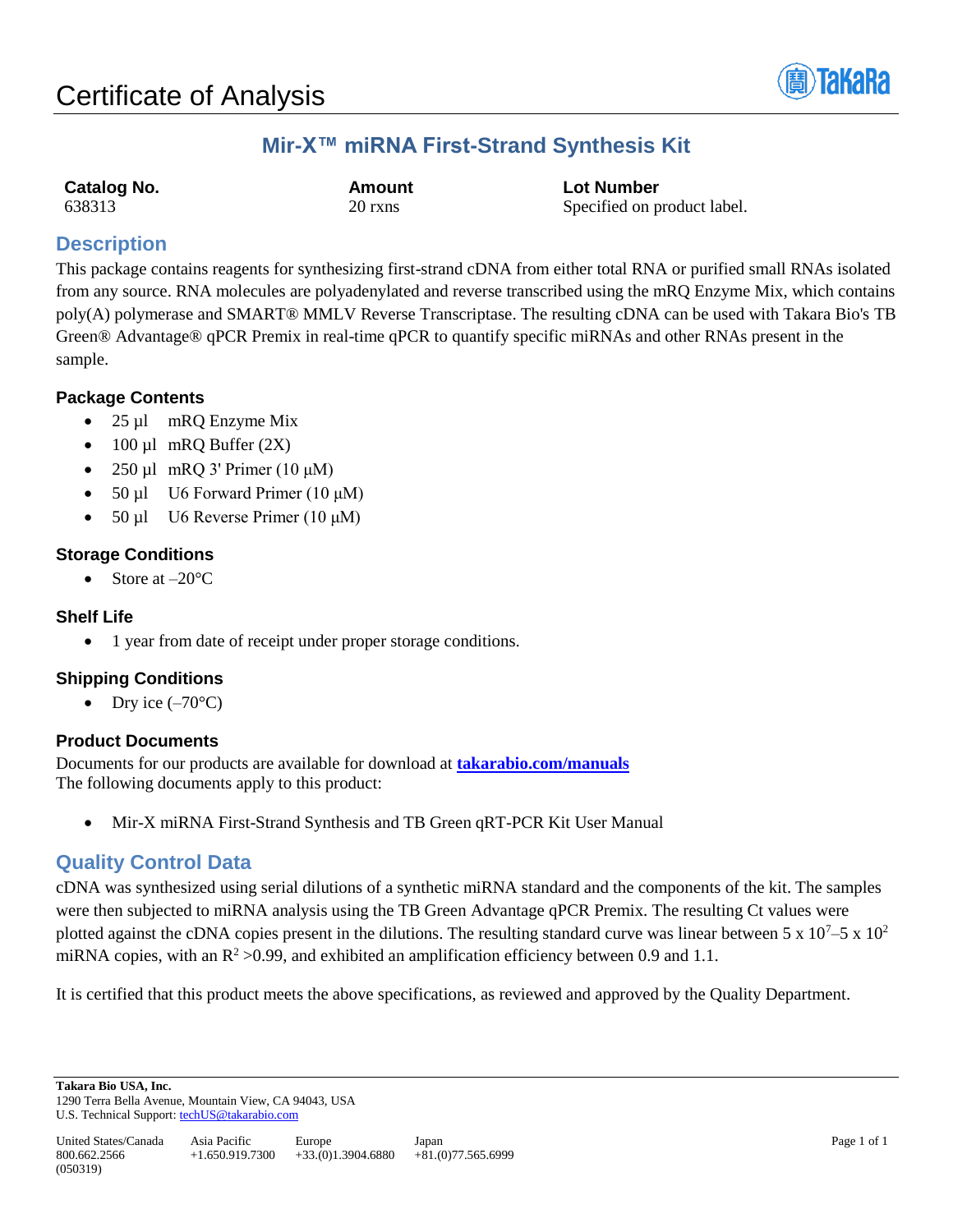# Certificate of Analysis

## Mir-X™ miRNA First-Strand Synthesis Kit

| Catalog No. | Amount | Lot Number |
| --- | --- | --- |
| 638313 | 20 rxns | Specified on product label. |

## Description

This package contains reagents for synthesizing first-strand cDNA from either total RNA or purified small RNAs isolated from any source. RNA molecules are polyadenylated and reverse transcribed using the mRQ Enzyme Mix, which contains poly(A) polymerase and SMART® MMLV Reverse Transcriptase. The resulting cDNA can be used with Takara Bio's TB Green® Advantage® qPCR Premix in real-time qPCR to quantify specific miRNAs and other RNAs present in the sample.

### Package Contents

- 25 µl mRQ Enzyme Mix
- 100 µl mRQ Buffer (2X)
- 250 µl mRQ 3' Primer (10 µM)
- 50 µl U6 Forward Primer (10 µM)
- 50 µl U6 Reverse Primer (10 µM)

### Storage Conditions

- Store at –20°C

### Shelf Life

- 1 year from date of receipt under proper storage conditions.

### Shipping Conditions

- Dry ice (–70°C)

### Product Documents

Documents for our products are available for download at **takarabio.com/manuals**
The following documents apply to this product:

- Mir-X miRNA First-Strand Synthesis and TB Green qRT-PCR Kit User Manual

## Quality Control Data

cDNA was synthesized using serial dilutions of a synthetic miRNA standard and the components of the kit. The samples were then subjected to miRNA analysis using the TB Green Advantage qPCR Premix. The resulting Ct values were plotted against the cDNA copies present in the dilutions. The resulting standard curve was linear between $5 \times 10^7$–$5 \times 10^2$ miRNA copies, with an $R^2 > 0.99$, and exhibited an amplification efficiency between 0.9 and 1.1.

It is certified that this product meets the above specifications, as reviewed and approved by the Quality Department.

**Takara Bio USA, Inc.**
1290 Terra Bella Avenue, Mountain View, CA 94043, USA
U.S. Technical Support: techUS@takarabio.com

| United States/Canada | Asia Pacific | Europe | Japan |
| --- | --- | --- | --- |
| 800.662.2566 | +1.650.919.7300 | +33.(0)1.3904.6880 | +81.(0)77.565.6999 |

(050319)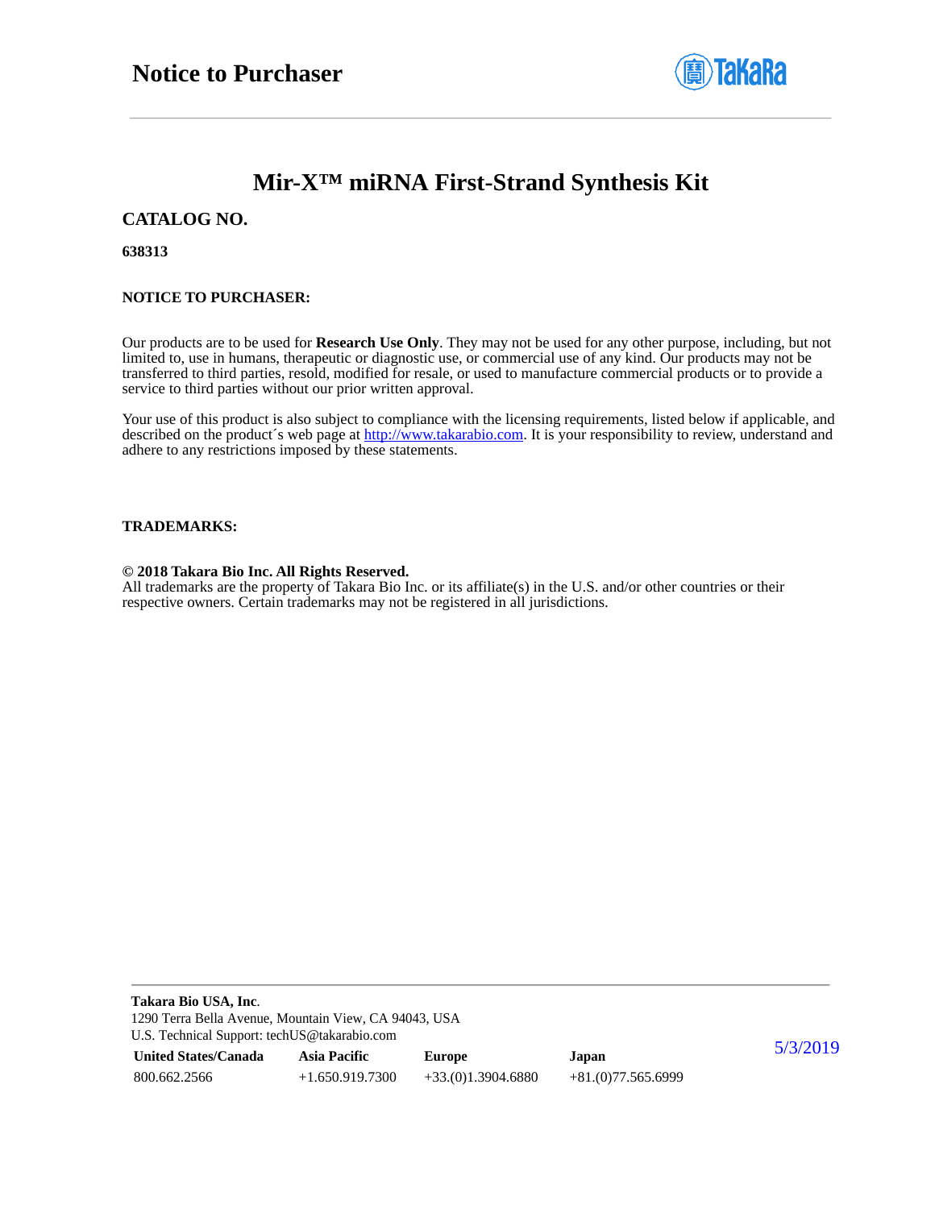# Notice to Purchaser

## Mir-X™ miRNA First-Strand Synthesis Kit

### CATALOG NO.

**638313**

**NOTICE TO PURCHASER:**

Our products are to be used for **Research Use Only**. They may not be used for any other purpose, including, but not limited to, use in humans, therapeutic or diagnostic use, or commercial use of any kind. Our products may not be transferred to third parties, resold, modified for resale, or used to manufacture commercial products or to provide a service to third parties without our prior written approval.

Your use of this product is also subject to compliance with the licensing requirements, listed below if applicable, and described on the product´s web page at http://www.takarabio.com. It is your responsibility to review, understand and adhere to any restrictions imposed by these statements.

**TRADEMARKS:**

**© 2018 Takara Bio Inc. All Rights Reserved.**
All trademarks are the property of Takara Bio Inc. or its affiliate(s) in the U.S. and/or other countries or their respective owners. Certain trademarks may not be registered in all jurisdictions.

**Takara Bio USA, Inc**.
1290 Terra Bella Avenue, Mountain View, CA 94043, USA
U.S. Technical Support: techUS@takarabio.com

| United States/Canada | Asia Pacific | Europe | Japan |
|---|---|---|---|
| 800.662.2566 | +1.650.919.7300 | +33.(0)1.3904.6880 | +81.(0)77.565.6999 |

5/3/2019